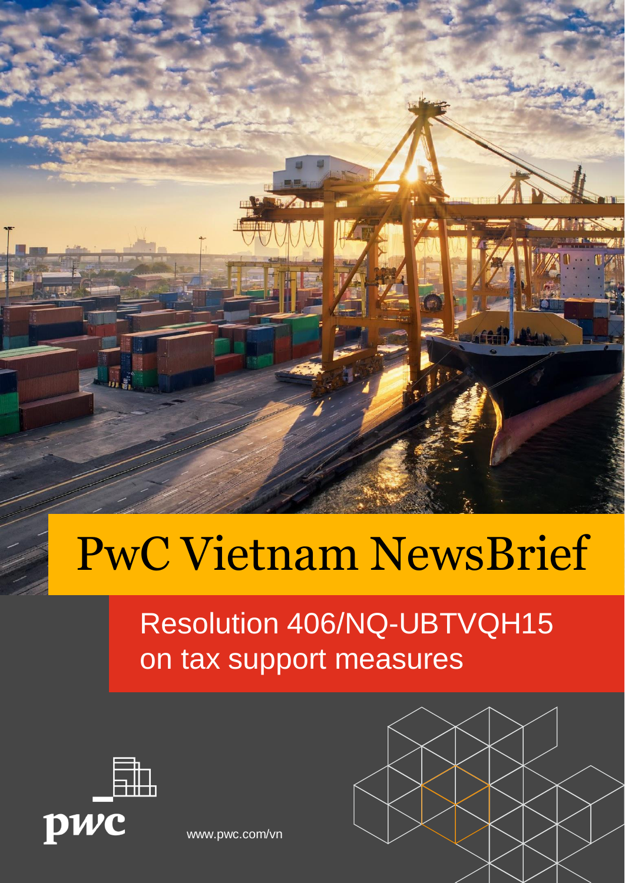# PwC Vietnam NewsBrief

## Resolution 406/NQ-UBTVQH15 on tax support measures

www.pwc.com/vn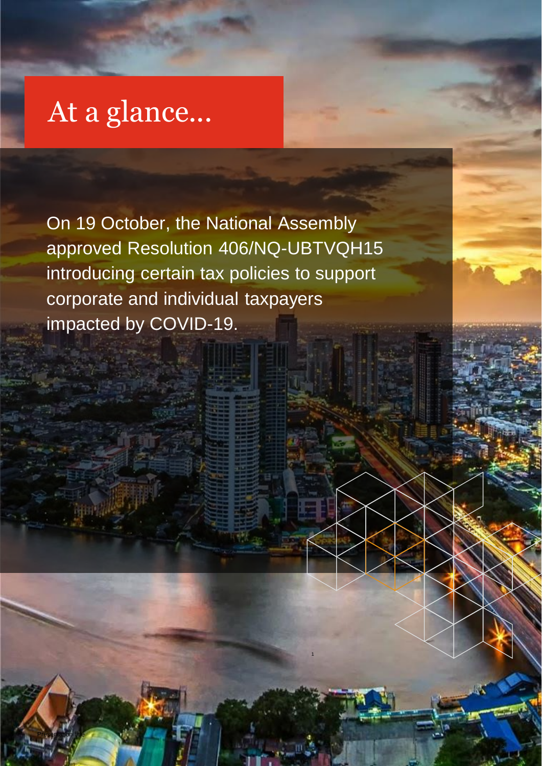# At a glance...

On 19 October, the National Assembly approved Resolution 406/NQ-UBTVQH15 introducing certain tax policies to support corporate and individual taxpayers impacted by COVID-19.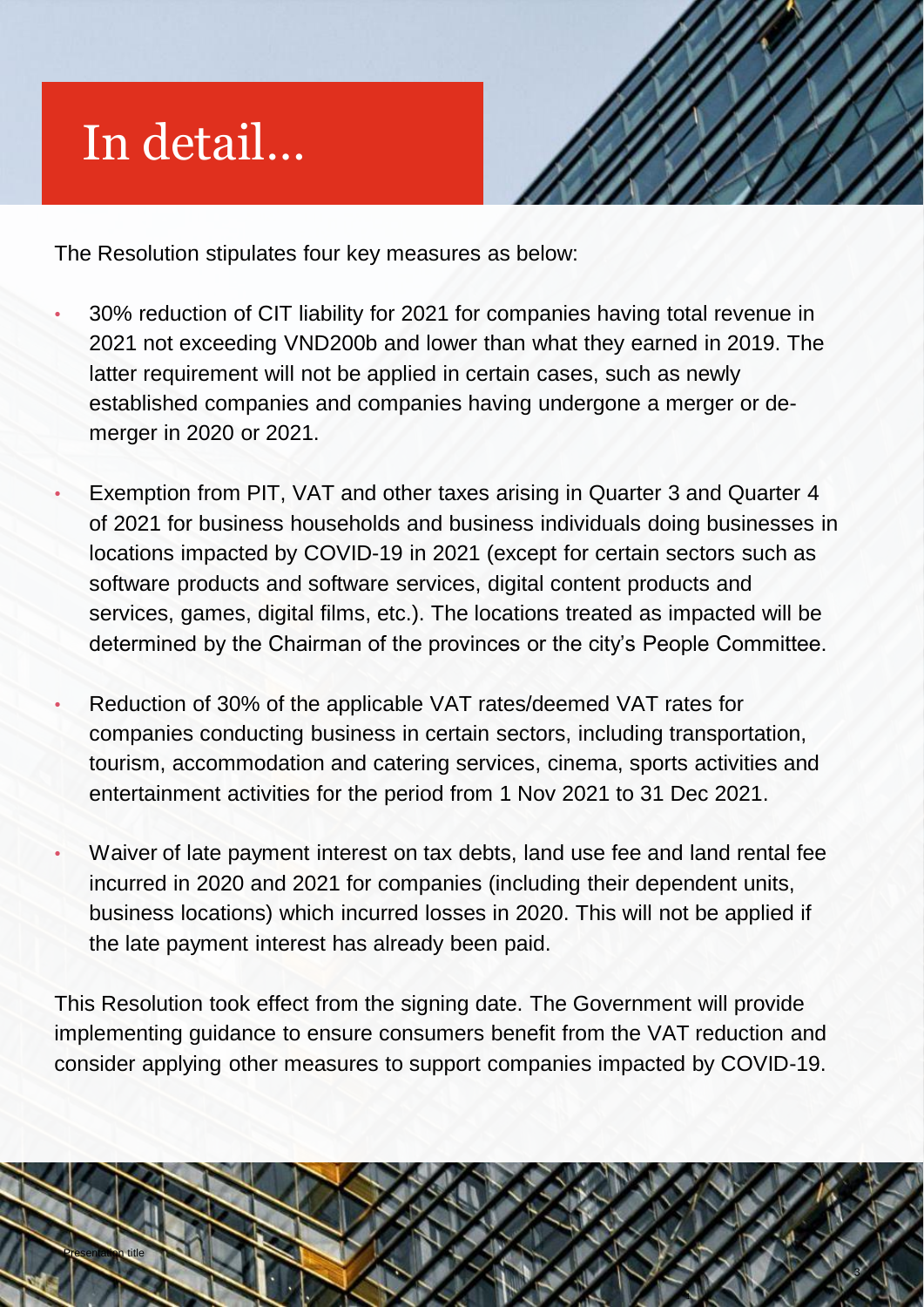# In detail...

The Resolution stipulates four key measures as below:

- 30% reduction of CIT liability for 2021 for companies having total revenue in 2021 not exceeding VND200b and lower than what they earned in 2019. The latter requirement will not be applied in certain cases, such as newly established companies and companies having undergone a merger or de-merger in 2020 or 2021.
- Exemption from PIT, VAT and other taxes arising in Quarter 3 and Quarter 4 of 2021 for business households and business individuals doing businesses in locations impacted by COVID-19 in 2021 (except for certain sectors such as software products and software services, digital content products and services, games, digital films, etc.). The locations treated as impacted will be determined by the Chairman of the provinces or the city's People Committee.
- Reduction of 30% of the applicable VAT rates/deemed VAT rates for companies conducting business in certain sectors, including transportation, tourism, accommodation and catering services, cinema, sports activities and entertainment activities for the period from 1 Nov 2021 to 31 Dec 2021.
- Waiver of late payment interest on tax debts, land use fee and land rental fee incurred in 2020 and 2021 for companies (including their dependent units, business locations) which incurred losses in 2020. This will not be applied if the late payment interest has already been paid.

This Resolution took effect from the signing date. The Government will provide implementing guidance to ensure consumers benefit from the VAT reduction and consider applying other measures to support companies impacted by COVID-19.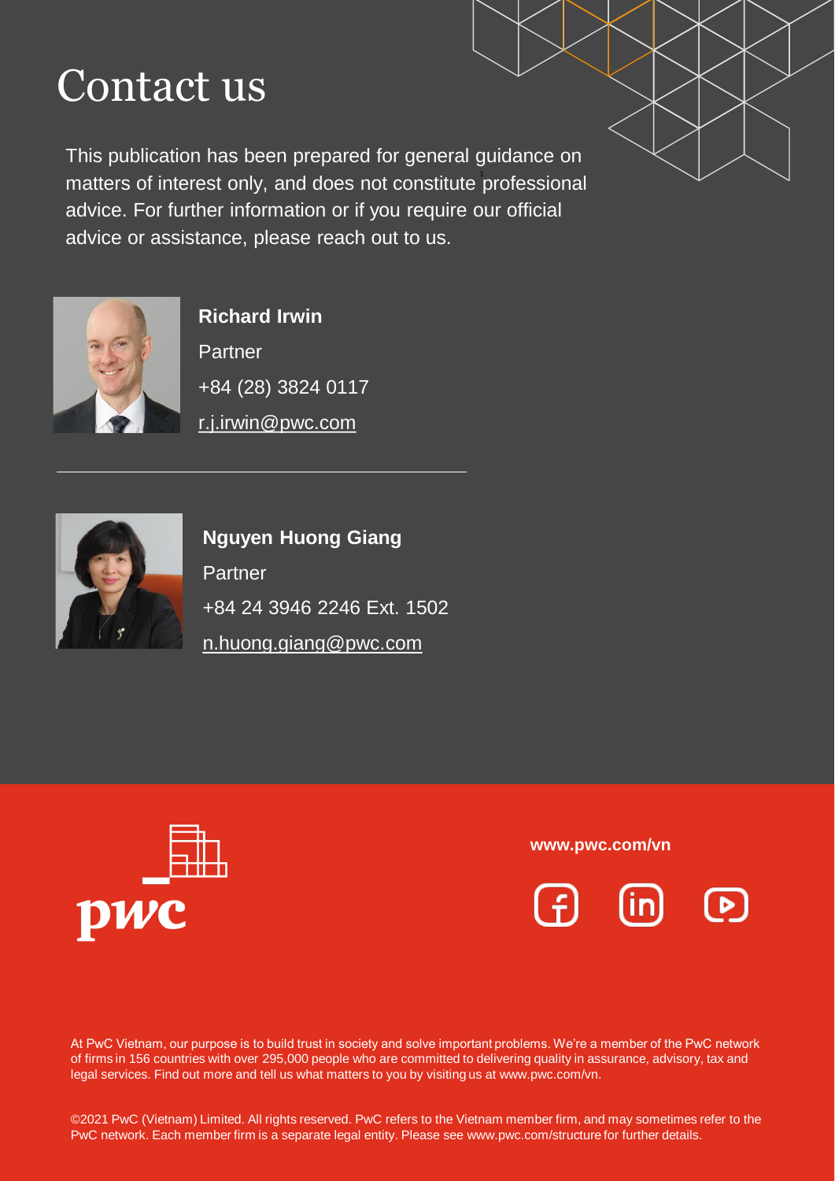# Contact us

This publication has been prepared for general guidance on matters of interest only, and does not constitute professional advice. For further information or if you require our official advice or assistance, please reach out to us.

**Richard Irwin**
Partner
+84 (28) 3824 0117
r.j.irwin@pwc.com

---

**Nguyen Huong Giang**
Partner
+84 24 3946 2246 Ext. 1502
n.huong.giang@pwc.com

**www.pwc.com/vn**

At PwC Vietnam, our purpose is to build trust in society and solve important problems. We're a member of the PwC network of firms in 156 countries with over 295,000 people who are committed to delivering quality in assurance, advisory, tax and legal services. Find out more and tell us what matters to you by visiting us at www.pwc.com/vn.

©2021 PwC (Vietnam) Limited. All rights reserved. PwC refers to the Vietnam member firm, and may sometimes refer to the PwC network. Each member firm is a separate legal entity. Please see www.pwc.com/structure for further details.